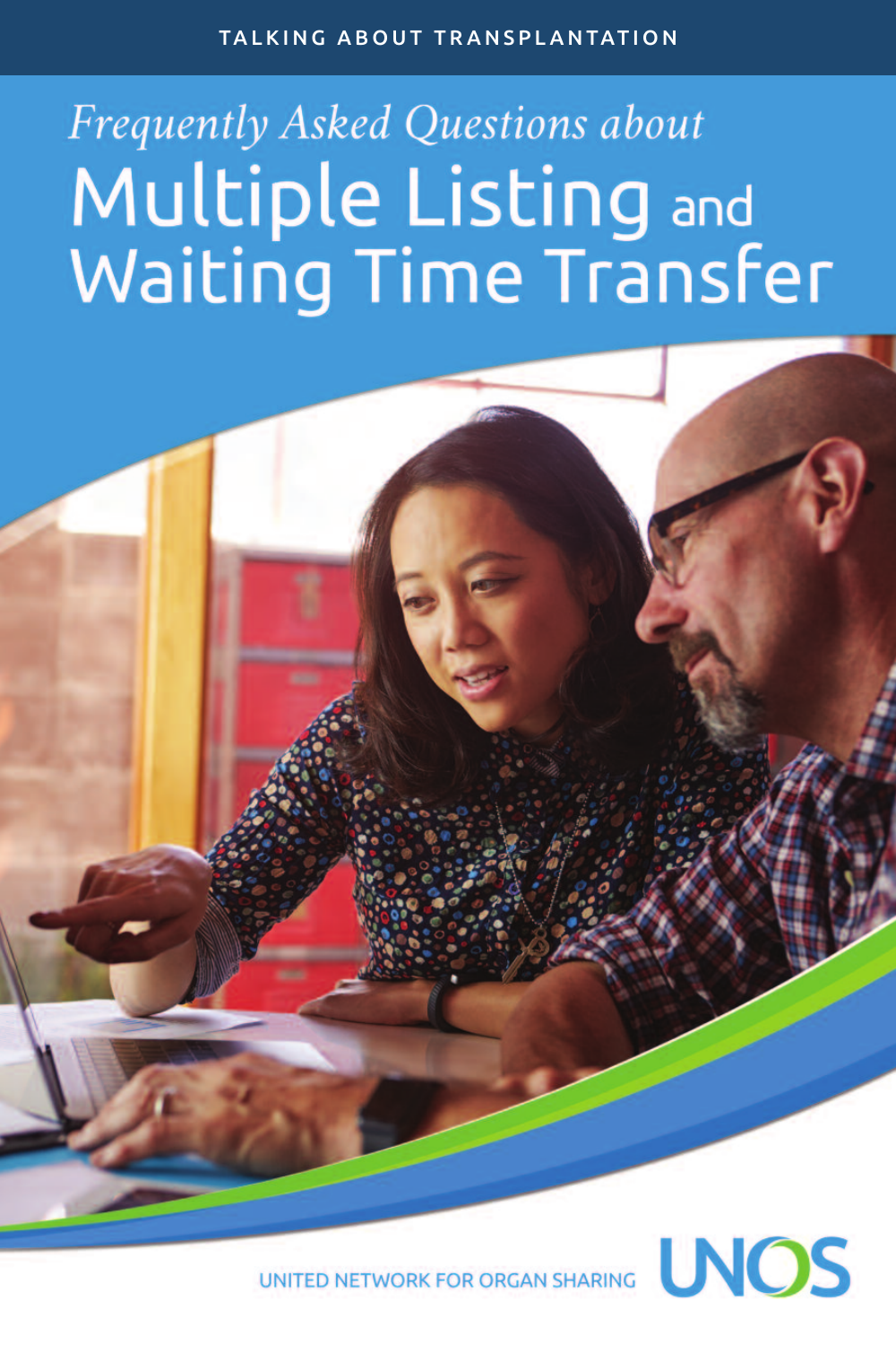TALKING ABOUT TRANSPLANTATION

*Frequently Asked Questions about*

# Multiple Listing and Waiting Time Transfer

UNITED NETWORK FOR ORGAN SHARING

UNOS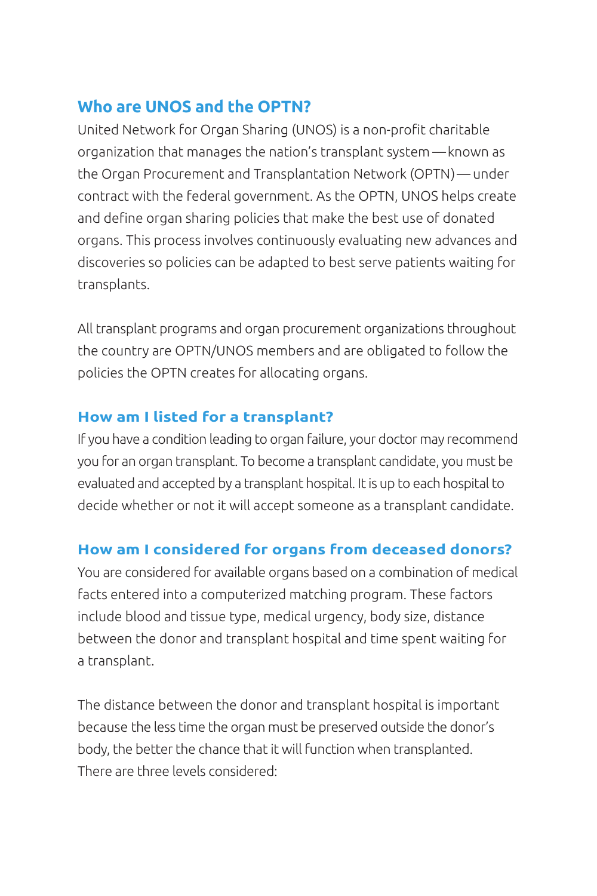## Who are UNOS and the OPTN?

United Network for Organ Sharing (UNOS) is a non-profit charitable organization that manages the nation's transplant system — known as the Organ Procurement and Transplantation Network (OPTN) — under contract with the federal government. As the OPTN, UNOS helps create and define organ sharing policies that make the best use of donated organs. This process involves continuously evaluating new advances and discoveries so policies can be adapted to best serve patients waiting for transplants.

All transplant programs and organ procurement organizations throughout the country are OPTN/UNOS members and are obligated to follow the policies the OPTN creates for allocating organs.

## How am I listed for a transplant?

If you have a condition leading to organ failure, your doctor may recommend you for an organ transplant. To become a transplant candidate, you must be evaluated and accepted by a transplant hospital. It is up to each hospital to decide whether or not it will accept someone as a transplant candidate.

## How am I considered for organs from deceased donors?

You are considered for available organs based on a combination of medical facts entered into a computerized matching program. These factors include blood and tissue type, medical urgency, body size, distance between the donor and transplant hospital and time spent waiting for a transplant.

The distance between the donor and transplant hospital is important because the less time the organ must be preserved outside the donor's body, the better the chance that it will function when transplanted. There are three levels considered: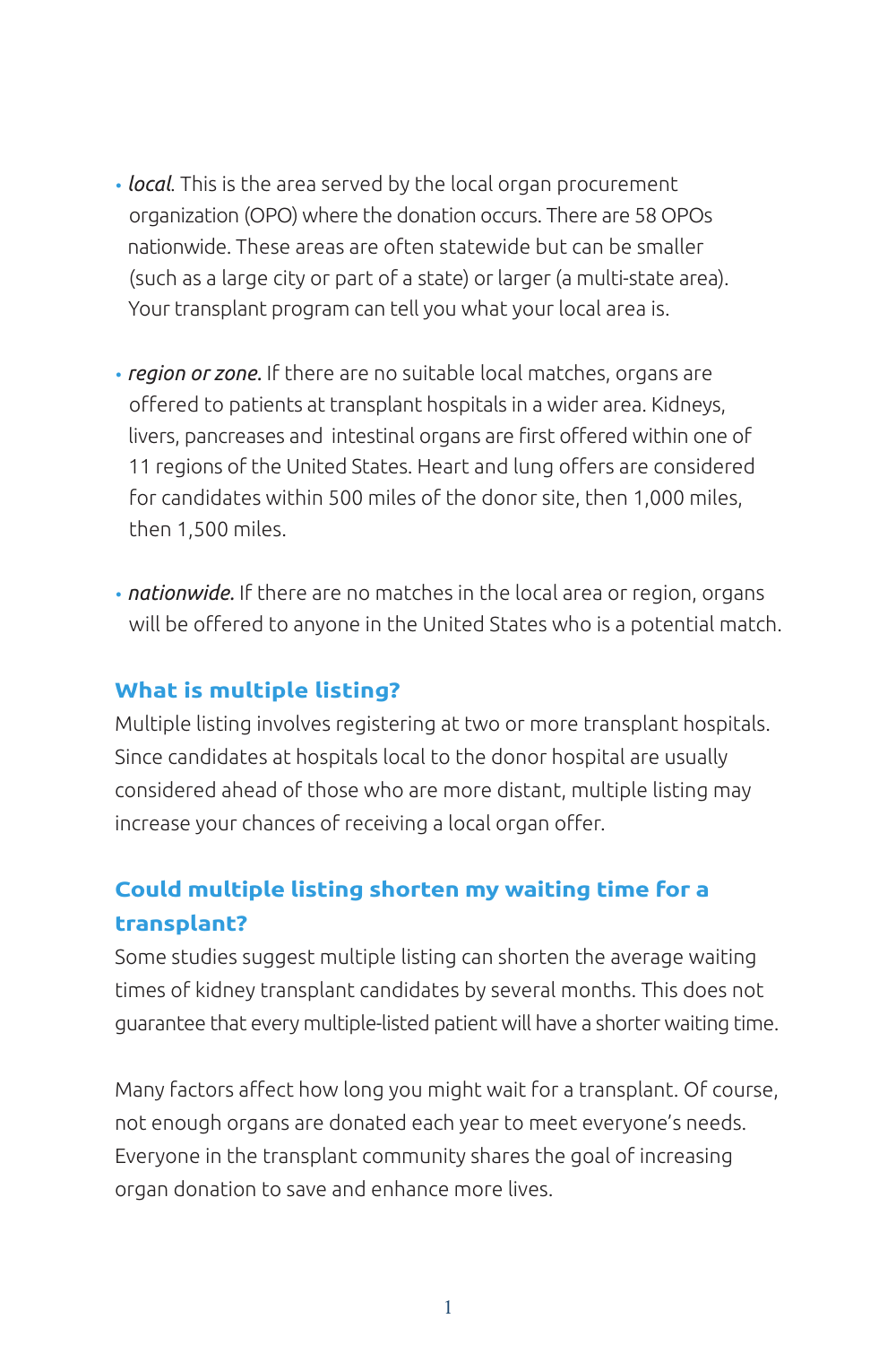- *local*. This is the area served by the local organ procurement organization (OPO) where the donation occurs. There are 58 OPOs nationwide. These areas are often statewide but can be smaller (such as a large city or part of a state) or larger (a multi-state area). Your transplant program can tell you what your local area is.

- *region or zone.* If there are no suitable local matches, organs are offered to patients at transplant hospitals in a wider area. Kidneys, livers, pancreases and intestinal organs are first offered within one of 11 regions of the United States. Heart and lung offers are considered for candidates within 500 miles of the donor site, then 1,000 miles, then 1,500 miles.

- *nationwide.* If there are no matches in the local area or region, organs will be offered to anyone in the United States who is a potential match.

## What is multiple listing?

Multiple listing involves registering at two or more transplant hospitals. Since candidates at hospitals local to the donor hospital are usually considered ahead of those who are more distant, multiple listing may increase your chances of receiving a local organ offer.

## Could multiple listing shorten my waiting time for a transplant?

Some studies suggest multiple listing can shorten the average waiting times of kidney transplant candidates by several months. This does not guarantee that every multiple-listed patient will have a shorter waiting time.

Many factors affect how long you might wait for a transplant. Of course, not enough organs are donated each year to meet everyone's needs. Everyone in the transplant community shares the goal of increasing organ donation to save and enhance more lives.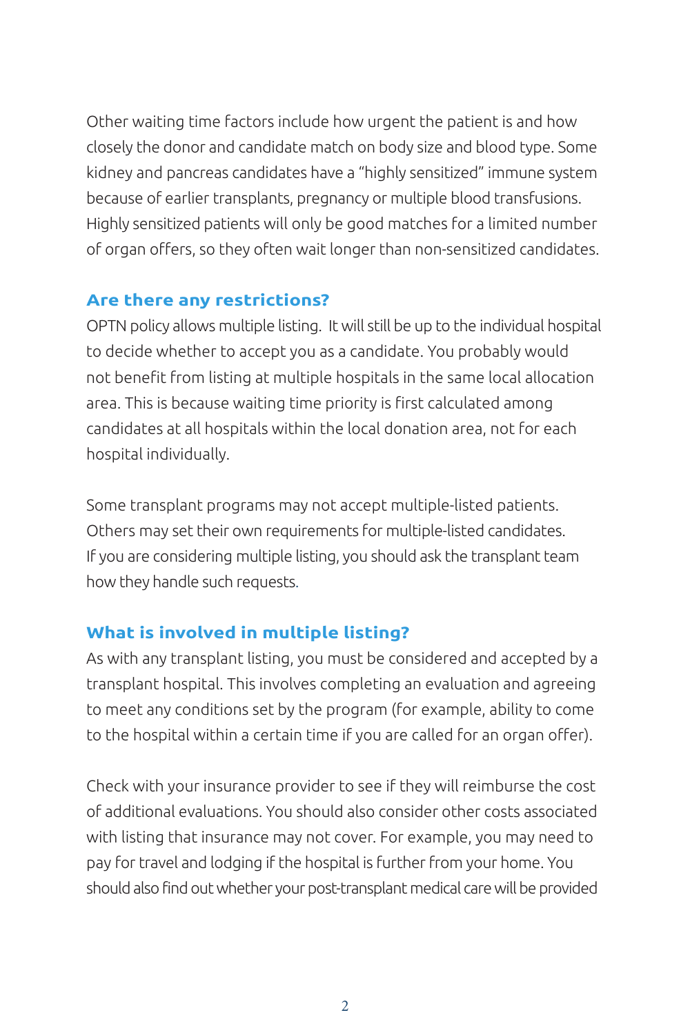Other waiting time factors include how urgent the patient is and how closely the donor and candidate match on body size and blood type. Some kidney and pancreas candidates have a "highly sensitized" immune system because of earlier transplants, pregnancy or multiple blood transfusions. Highly sensitized patients will only be good matches for a limited number of organ offers, so they often wait longer than non-sensitized candidates.

## Are there any restrictions?

OPTN policy allows multiple listing. It will still be up to the individual hospital to decide whether to accept you as a candidate. You probably would not benefit from listing at multiple hospitals in the same local allocation area. This is because waiting time priority is first calculated among candidates at all hospitals within the local donation area, not for each hospital individually.

Some transplant programs may not accept multiple-listed patients. Others may set their own requirements for multiple-listed candidates. If you are considering multiple listing, you should ask the transplant team how they handle such requests.

## What is involved in multiple listing?

As with any transplant listing, you must be considered and accepted by a transplant hospital. This involves completing an evaluation and agreeing to meet any conditions set by the program (for example, ability to come to the hospital within a certain time if you are called for an organ offer).

Check with your insurance provider to see if they will reimburse the cost of additional evaluations. You should also consider other costs associated with listing that insurance may not cover. For example, you may need to pay for travel and lodging if the hospital is further from your home. You should also find out whether your post-transplant medical care will be provided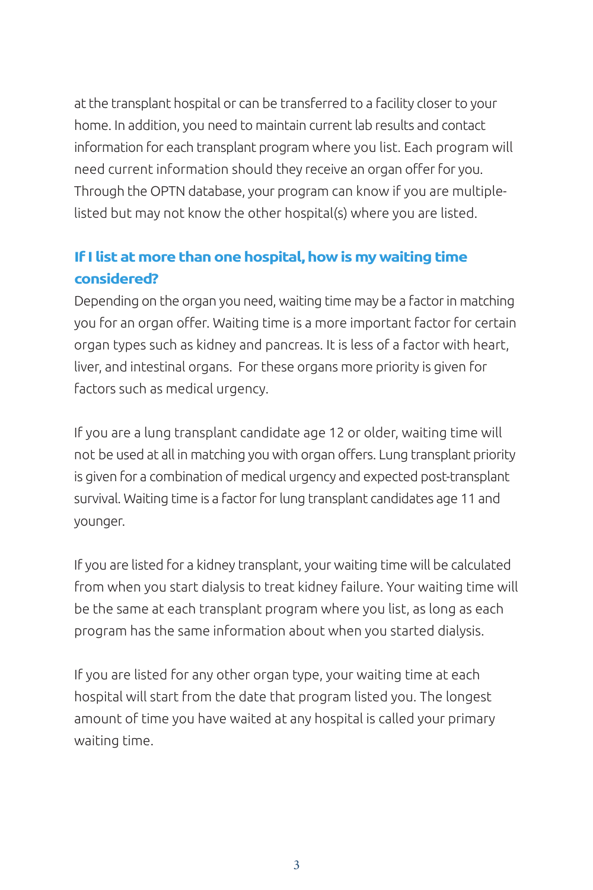at the transplant hospital or can be transferred to a facility closer to your home. In addition, you need to maintain current lab results and contact information for each transplant program where you list. Each program will need current information should they receive an organ offer for you. Through the OPTN database, your program can know if you are multiple-listed but may not know the other hospital(s) where you are listed.

### If I list at more than one hospital, how is my waiting time considered?

Depending on the organ you need, waiting time may be a factor in matching you for an organ offer. Waiting time is a more important factor for certain organ types such as kidney and pancreas. It is less of a factor with heart, liver, and intestinal organs. For these organs more priority is given for factors such as medical urgency.

If you are a lung transplant candidate age 12 or older, waiting time will not be used at all in matching you with organ offers. Lung transplant priority is given for a combination of medical urgency and expected post-transplant survival. Waiting time is a factor for lung transplant candidates age 11 and younger.

If you are listed for a kidney transplant, your waiting time will be calculated from when you start dialysis to treat kidney failure. Your waiting time will be the same at each transplant program where you list, as long as each program has the same information about when you started dialysis.

If you are listed for any other organ type, your waiting time at each hospital will start from the date that program listed you. The longest amount of time you have waited at any hospital is called your primary waiting time.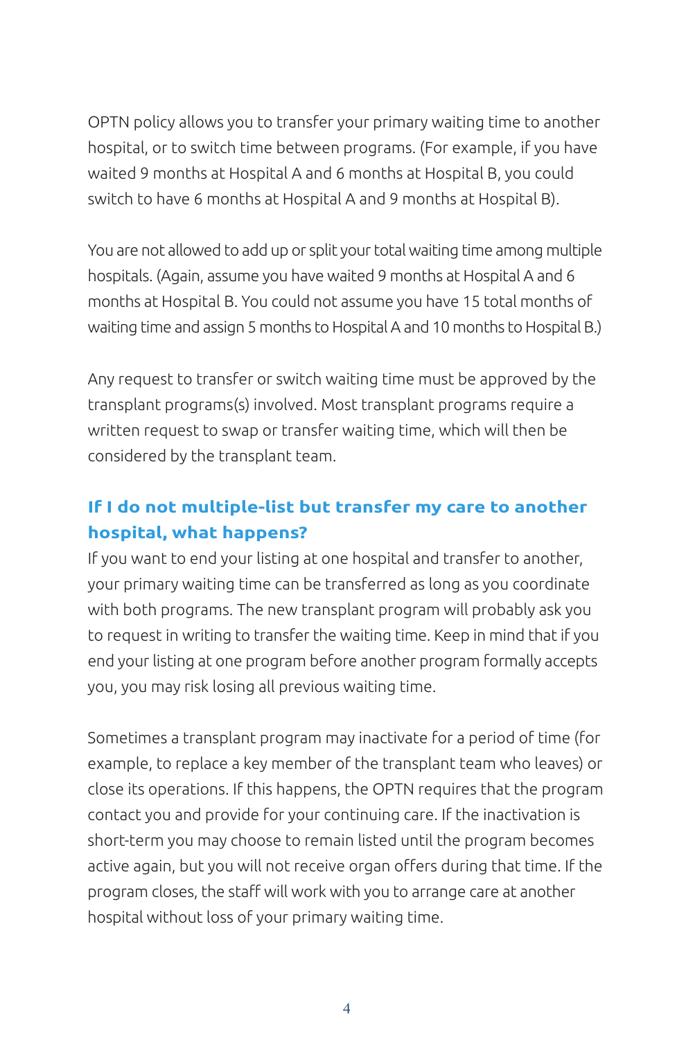OPTN policy allows you to transfer your primary waiting time to another hospital, or to switch time between programs. (For example, if you have waited 9 months at Hospital A and 6 months at Hospital B, you could switch to have 6 months at Hospital A and 9 months at Hospital B).

You are not allowed to add up or split your total waiting time among multiple hospitals. (Again, assume you have waited 9 months at Hospital A and 6 months at Hospital B. You could not assume you have 15 total months of waiting time and assign 5 months to Hospital A and 10 months to Hospital B.)

Any request to transfer or switch waiting time must be approved by the transplant programs(s) involved. Most transplant programs require a written request to swap or transfer waiting time, which will then be considered by the transplant team.

### If I do not multiple-list but transfer my care to another hospital, what happens?

If you want to end your listing at one hospital and transfer to another, your primary waiting time can be transferred as long as you coordinate with both programs. The new transplant program will probably ask you to request in writing to transfer the waiting time. Keep in mind that if you end your listing at one program before another program formally accepts you, you may risk losing all previous waiting time.

Sometimes a transplant program may inactivate for a period of time (for example, to replace a key member of the transplant team who leaves) or close its operations. If this happens, the OPTN requires that the program contact you and provide for your continuing care. If the inactivation is short-term you may choose to remain listed until the program becomes active again, but you will not receive organ offers during that time. If the program closes, the staff will work with you to arrange care at another hospital without loss of your primary waiting time.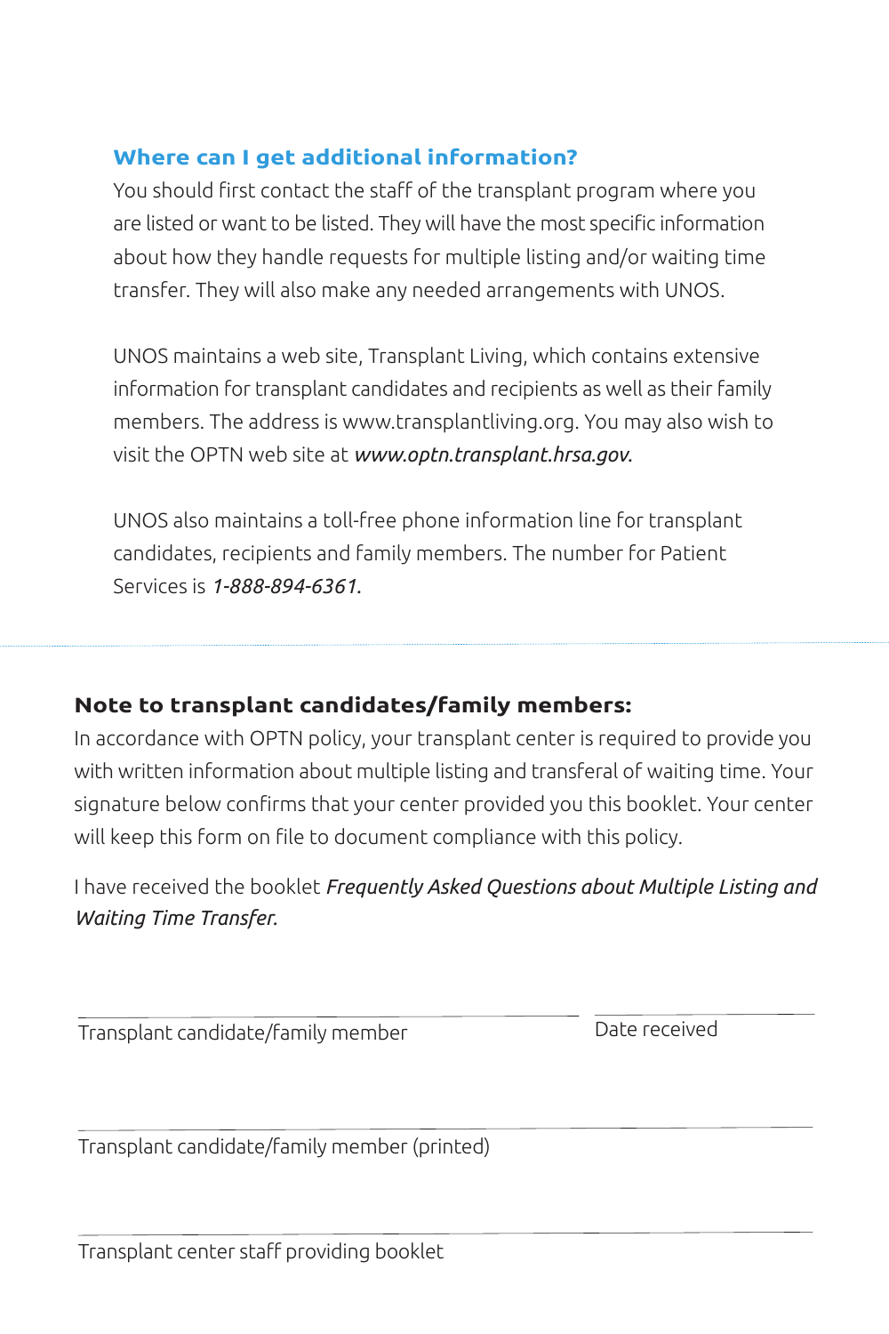## Where can I get additional information?

You should first contact the staff of the transplant program where you are listed or want to be listed. They will have the most specific information about how they handle requests for multiple listing and/or waiting time transfer. They will also make any needed arrangements with UNOS.

UNOS maintains a web site, Transplant Living, which contains extensive information for transplant candidates and recipients as well as their family members. The address is www.transplantliving.org. You may also wish to visit the OPTN web site at *www.optn.transplant.hrsa.gov.*

UNOS also maintains a toll-free phone information line for transplant candidates, recipients and family members. The number for Patient Services is *1-888-894-6361.*

---

**Note to transplant candidates/family members:**

In accordance with OPTN policy, your transplant center is required to provide you with written information about multiple listing and transferal of waiting time. Your signature below confirms that your center provided you this booklet. Your center will keep this form on file to document compliance with this policy.

I have received the booklet *Frequently Asked Questions about Multiple Listing and Waiting Time Transfer.*

______________________________________ ____________________

Transplant candidate/family member Date received

______________________________________

Transplant candidate/family member (printed)

______________________________________

Transplant center staff providing booklet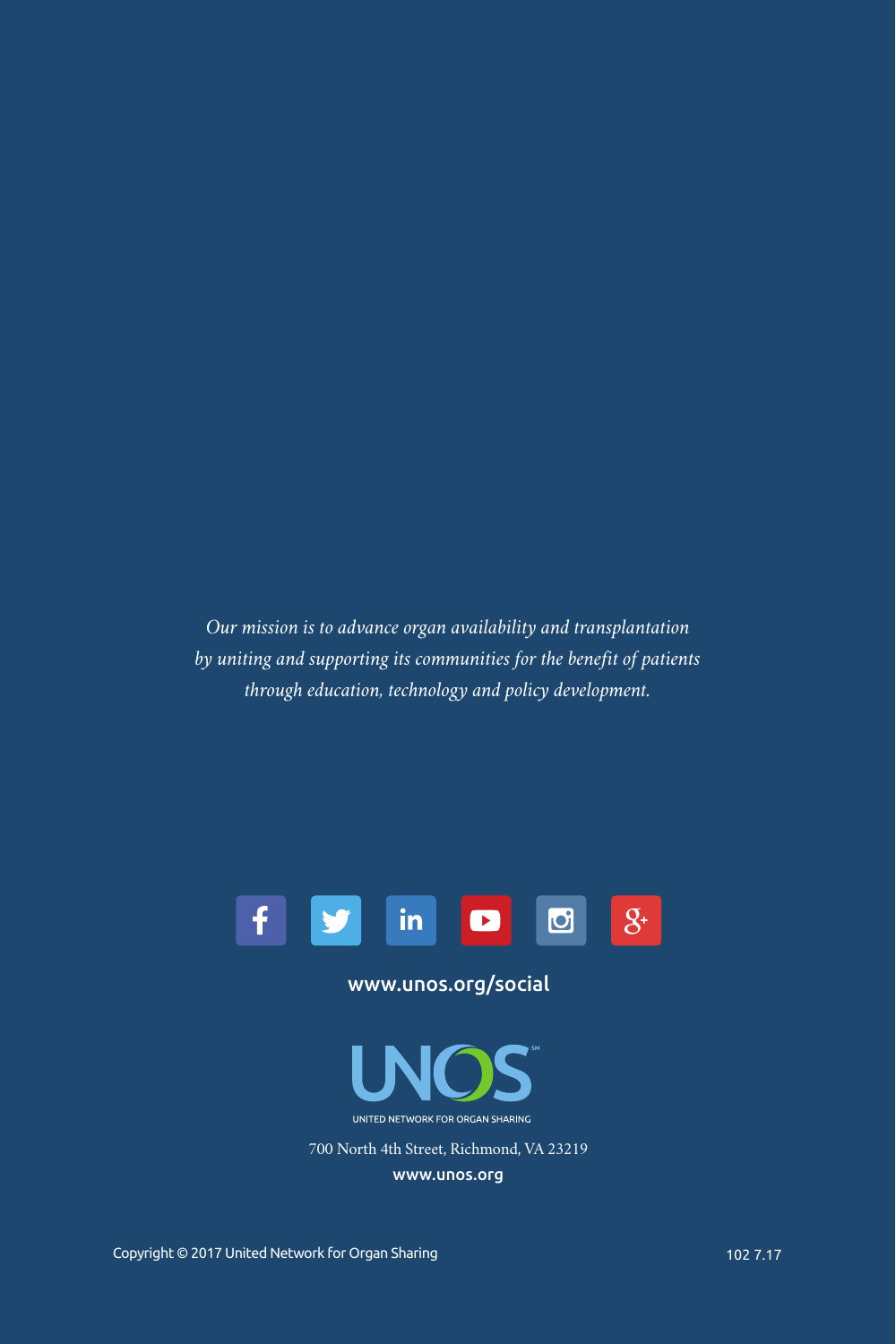*Our mission is to advance organ availability and transplantation by uniting and supporting its communities for the benefit of patients through education, technology and policy development.*

www.unos.org/social

UNOS

UNITED NETWORK FOR ORGAN SHARING

700 North 4th Street, Richmond, VA 23219

**www.unos.org**

Copyright © 2017 United Network for Organ Sharing

102 7.17